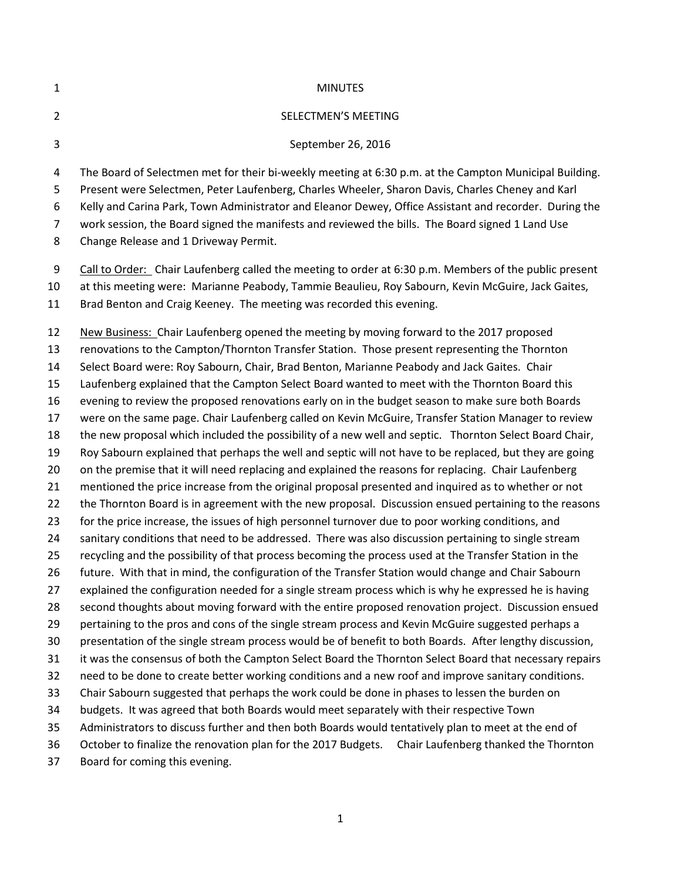MINUTES

SELECTMEN'S MEETING

September 26, 2016

The Board of Selectmen met for their bi-weekly meeting at 6:30 p.m. at the Campton Municipal Building. Present were Selectmen, Peter Laufenberg, Charles Wheeler, Sharon Davis, Charles Cheney and Karl Kelly and Carina Park, Town Administrator and Eleanor Dewey, Office Assistant and recorder. During the work session, the Board signed the manifests and reviewed the bills. The Board signed 1 Land Use Change Release and 1 Driveway Permit.

Call to Order: Chair Laufenberg called the meeting to order at 6:30 p.m. Members of the public present at this meeting were: Marianne Peabody, Tammie Beaulieu, Roy Sabourn, Kevin McGuire, Jack Gaites, Brad Benton and Craig Keeney. The meeting was recorded this evening.

New Business: Chair Laufenberg opened the meeting by moving forward to the 2017 proposed renovations to the Campton/Thornton Transfer Station. Those present representing the Thornton Select Board were: Roy Sabourn, Chair, Brad Benton, Marianne Peabody and Jack Gaites. Chair Laufenberg explained that the Campton Select Board wanted to meet with the Thornton Board this evening to review the proposed renovations early on in the budget season to make sure both Boards were on the same page. Chair Laufenberg called on Kevin McGuire, Transfer Station Manager to review the new proposal which included the possibility of a new well and septic. Thornton Select Board Chair, Roy Sabourn explained that perhaps the well and septic will not have to be replaced, but they are going on the premise that it will need replacing and explained the reasons for replacing. Chair Laufenberg mentioned the price increase from the original proposal presented and inquired as to whether or not the Thornton Board is in agreement with the new proposal. Discussion ensued pertaining to the reasons for the price increase, the issues of high personnel turnover due to poor working conditions, and sanitary conditions that need to be addressed. There was also discussion pertaining to single stream recycling and the possibility of that process becoming the process used at the Transfer Station in the future. With that in mind, the configuration of the Transfer Station would change and Chair Sabourn explained the configuration needed for a single stream process which is why he expressed he is having second thoughts about moving forward with the entire proposed renovation project. Discussion ensued pertaining to the pros and cons of the single stream process and Kevin McGuire suggested perhaps a presentation of the single stream process would be of benefit to both Boards. After lengthy discussion, it was the consensus of both the Campton Select Board the Thornton Select Board that necessary repairs need to be done to create better working conditions and a new roof and improve sanitary conditions. Chair Sabourn suggested that perhaps the work could be done in phases to lessen the burden on budgets. It was agreed that both Boards would meet separately with their respective Town Administrators to discuss further and then both Boards would tentatively plan to meet at the end of October to finalize the renovation plan for the 2017 Budgets. Chair Laufenberg thanked the Thornton Board for coming this evening.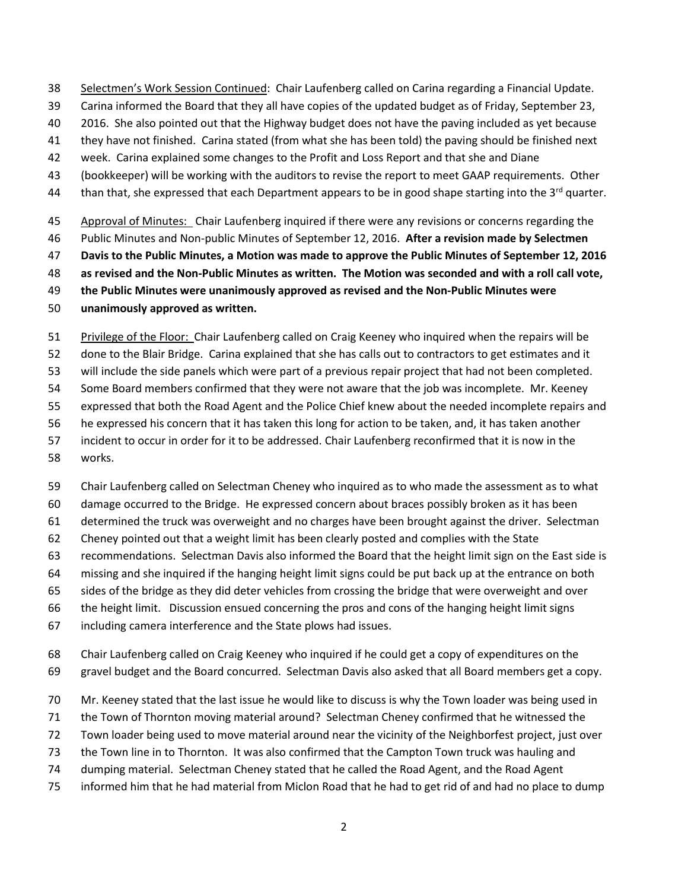Selectmen's Work Session Continued: Chair Laufenberg called on Carina regarding a Financial Update. Carina informed the Board that they all have copies of the updated budget as of Friday, September 23, 2016. She also pointed out that the Highway budget does not have the paving included as yet because they have not finished. Carina stated (from what she has been told) the paving should be finished next week. Carina explained some changes to the Profit and Loss Report and that she and Diane (bookkeeper) will be working with the auditors to revise the report to meet GAAP requirements. Other than that, she expressed that each Department appears to be in good shape starting into the 3rd quarter.

Approval of Minutes: Chair Laufenberg inquired if there were any revisions or concerns regarding the Public Minutes and Non-public Minutes of September 12, 2016. **After a revision made by Selectmen Davis to the Public Minutes, a Motion was made to approve the Public Minutes of September 12, 2016 as revised and the Non-Public Minutes as written. The Motion was seconded and with a roll call vote, the Public Minutes were unanimously approved as revised and the Non-Public Minutes were unanimously approved as written.**

Privilege of the Floor: Chair Laufenberg called on Craig Keeney who inquired when the repairs will be done to the Blair Bridge. Carina explained that she has calls out to contractors to get estimates and it will include the side panels which were part of a previous repair project that had not been completed. Some Board members confirmed that they were not aware that the job was incomplete. Mr. Keeney expressed that both the Road Agent and the Police Chief knew about the needed incomplete repairs and he expressed his concern that it has taken this long for action to be taken, and, it has taken another incident to occur in order for it to be addressed. Chair Laufenberg reconfirmed that it is now in the works.

Chair Laufenberg called on Selectman Cheney who inquired as to who made the assessment as to what damage occurred to the Bridge. He expressed concern about braces possibly broken as it has been determined the truck was overweight and no charges have been brought against the driver. Selectman Cheney pointed out that a weight limit has been clearly posted and complies with the State recommendations. Selectman Davis also informed the Board that the height limit sign on the East side is missing and she inquired if the hanging height limit signs could be put back up at the entrance on both sides of the bridge as they did deter vehicles from crossing the bridge that were overweight and over the height limit. Discussion ensued concerning the pros and cons of the hanging height limit signs including camera interference and the State plows had issues.

Chair Laufenberg called on Craig Keeney who inquired if he could get a copy of expenditures on the gravel budget and the Board concurred. Selectman Davis also asked that all Board members get a copy.

Mr. Keeney stated that the last issue he would like to discuss is why the Town loader was being used in the Town of Thornton moving material around? Selectman Cheney confirmed that he witnessed the Town loader being used to move material around near the vicinity of the Neighborfest project, just over the Town line in to Thornton. It was also confirmed that the Campton Town truck was hauling and dumping material. Selectman Cheney stated that he called the Road Agent, and the Road Agent informed him that he had material from Miclon Road that he had to get rid of and had no place to dump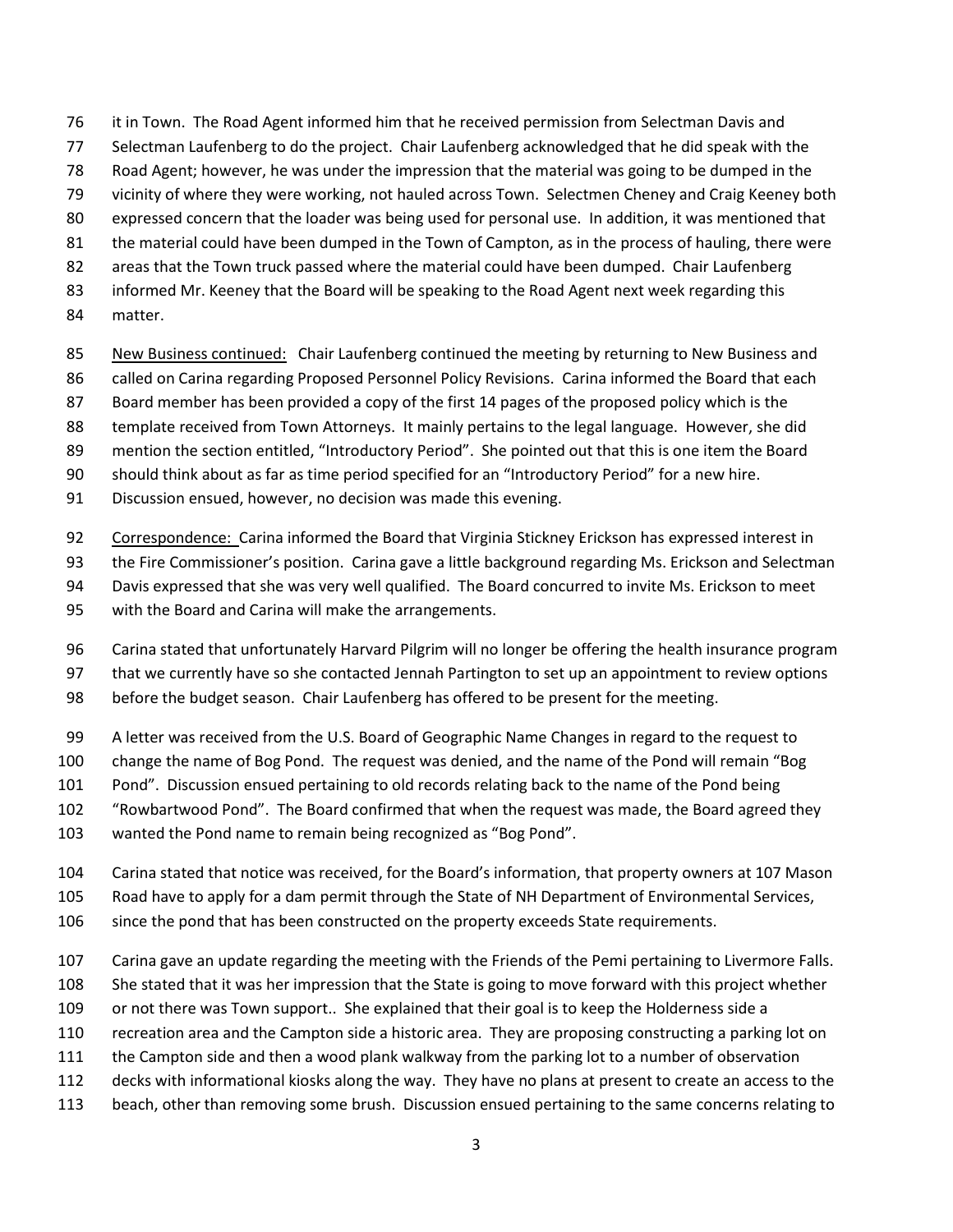it in Town. The Road Agent informed him that he received permission from Selectman Davis and Selectman Laufenberg to do the project. Chair Laufenberg acknowledged that he did speak with the Road Agent; however, he was under the impression that the material was going to be dumped in the vicinity of where they were working, not hauled across Town. Selectmen Cheney and Craig Keeney both expressed concern that the loader was being used for personal use. In addition, it was mentioned that the material could have been dumped in the Town of Campton, as in the process of hauling, there were areas that the Town truck passed where the material could have been dumped. Chair Laufenberg informed Mr. Keeney that the Board will be speaking to the Road Agent next week regarding this matter.

New Business continued: Chair Laufenberg continued the meeting by returning to New Business and called on Carina regarding Proposed Personnel Policy Revisions. Carina informed the Board that each Board member has been provided a copy of the first 14 pages of the proposed policy which is the template received from Town Attorneys. It mainly pertains to the legal language. However, she did mention the section entitled, "Introductory Period". She pointed out that this is one item the Board should think about as far as time period specified for an "Introductory Period" for a new hire. Discussion ensued, however, no decision was made this evening.

Correspondence: Carina informed the Board that Virginia Stickney Erickson has expressed interest in the Fire Commissioner's position. Carina gave a little background regarding Ms. Erickson and Selectman Davis expressed that she was very well qualified. The Board concurred to invite Ms. Erickson to meet with the Board and Carina will make the arrangements.

Carina stated that unfortunately Harvard Pilgrim will no longer be offering the health insurance program that we currently have so she contacted Jennah Partington to set up an appointment to review options before the budget season. Chair Laufenberg has offered to be present for the meeting.

A letter was received from the U.S. Board of Geographic Name Changes in regard to the request to change the name of Bog Pond. The request was denied, and the name of the Pond will remain "Bog Pond". Discussion ensued pertaining to old records relating back to the name of the Pond being "Rowbartwood Pond". The Board confirmed that when the request was made, the Board agreed they wanted the Pond name to remain being recognized as "Bog Pond".

Carina stated that notice was received, for the Board's information, that property owners at 107 Mason Road have to apply for a dam permit through the State of NH Department of Environmental Services, since the pond that has been constructed on the property exceeds State requirements.

Carina gave an update regarding the meeting with the Friends of the Pemi pertaining to Livermore Falls. She stated that it was her impression that the State is going to move forward with this project whether or not there was Town support.. She explained that their goal is to keep the Holderness side a recreation area and the Campton side a historic area. They are proposing constructing a parking lot on the Campton side and then a wood plank walkway from the parking lot to a number of observation decks with informational kiosks along the way. They have no plans at present to create an access to the beach, other than removing some brush. Discussion ensued pertaining to the same concerns relating to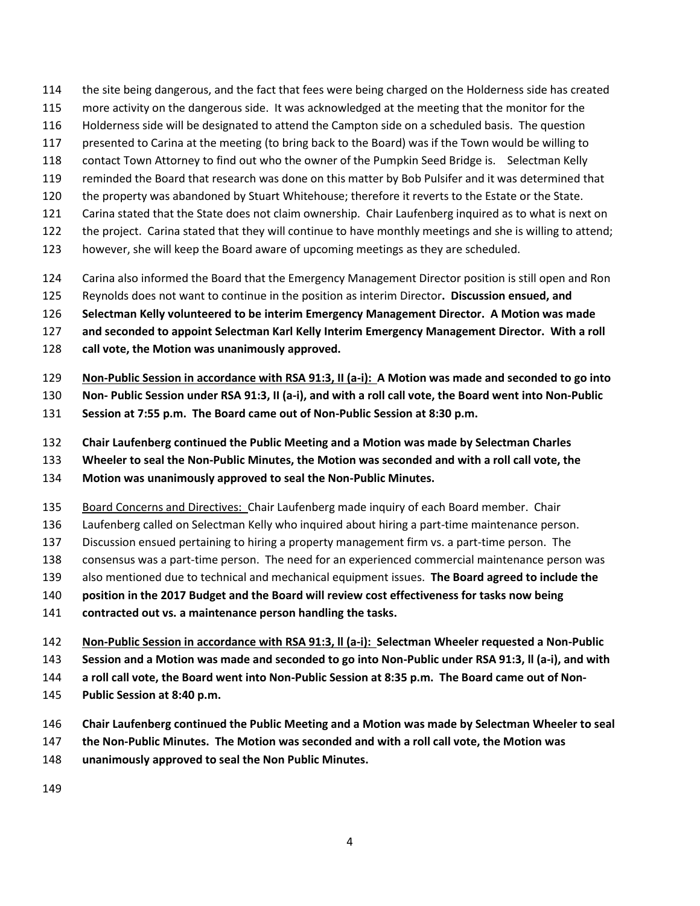the site being dangerous, and the fact that fees were being charged on the Holderness side has created more activity on the dangerous side. It was acknowledged at the meeting that the monitor for the Holderness side will be designated to attend the Campton side on a scheduled basis. The question presented to Carina at the meeting (to bring back to the Board) was if the Town would be willing to contact Town Attorney to find out who the owner of the Pumpkin Seed Bridge is. Selectman Kelly reminded the Board that research was done on this matter by Bob Pulsifer and it was determined that the property was abandoned by Stuart Whitehouse; therefore it reverts to the Estate or the State. Carina stated that the State does not claim ownership. Chair Laufenberg inquired as to what is next on the project. Carina stated that they will continue to have monthly meetings and she is willing to attend; however, she will keep the Board aware of upcoming meetings as they are scheduled.

Carina also informed the Board that the Emergency Management Director position is still open and Ron Reynolds does not want to continue in the position as interim Director**. Discussion ensued, and Selectman Kelly volunteered to be interim Emergency Management Director. A Motion was made and seconded to appoint Selectman Karl Kelly Interim Emergency Management Director. With a roll call vote, the Motion was unanimously approved.**

**<u>Non-Public Session in accordance with RSA 91:3, II (a-i):</u> A Motion was made and seconded to go into Non- Public Session under RSA 91:3, II (a-i), and with a roll call vote, the Board went into Non-Public Session at 7:55 p.m. The Board came out of Non-Public Session at 8:30 p.m.**

**Chair Laufenberg continued the Public Meeting and a Motion was made by Selectman Charles Wheeler to seal the Non-Public Minutes, the Motion was seconded and with a roll call vote, the Motion was unanimously approved to seal the Non-Public Minutes.**

<u>Board Concerns and Directives:</u> Chair Laufenberg made inquiry of each Board member. Chair Laufenberg called on Selectman Kelly who inquired about hiring a part-time maintenance person. Discussion ensued pertaining to hiring a property management firm vs. a part-time person. The consensus was a part-time person. The need for an experienced commercial maintenance person was also mentioned due to technical and mechanical equipment issues. **The Board agreed to include the position in the 2017 Budget and the Board will review cost effectiveness for tasks now being contracted out vs. a maintenance person handling the tasks.**

**<u>Non-Public Session in accordance with RSA 91:3, ll (a-i):</u> Selectman Wheeler requested a Non-Public Session and a Motion was made and seconded to go into Non-Public under RSA 91:3, ll (a-i), and with a roll call vote, the Board went into Non-Public Session at 8:35 p.m. The Board came out of Non-Public Session at 8:40 p.m.**

**Chair Laufenberg continued the Public Meeting and a Motion was made by Selectman Wheeler to seal the Non-Public Minutes. The Motion was seconded and with a roll call vote, the Motion was unanimously approved to seal the Non Public Minutes.**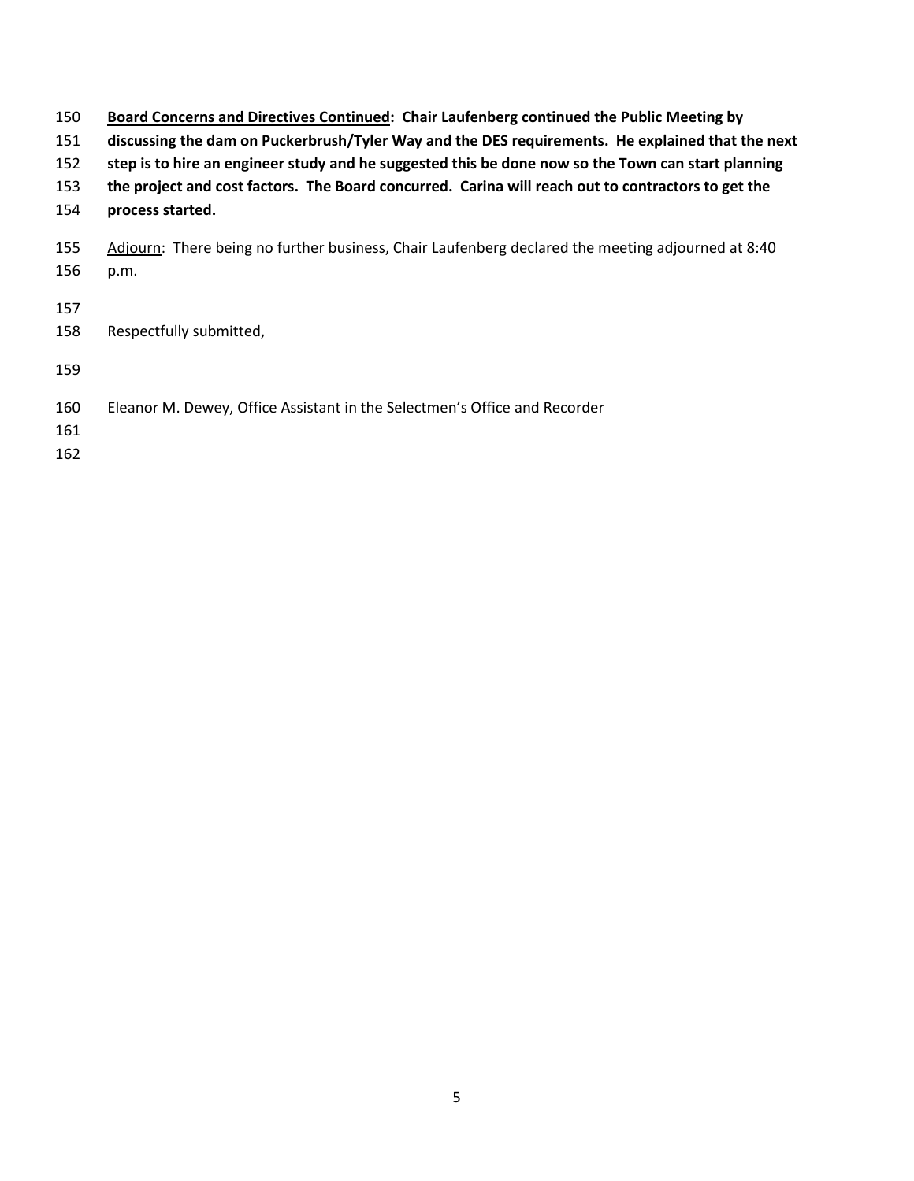**<u>Board Concerns and Directives Continued</u>: Chair Laufenberg continued the Public Meeting by discussing the dam on Puckerbrush/Tyler Way and the DES requirements. He explained that the next step is to hire an engineer study and he suggested this be done now so the Town can start planning the project and cost factors. The Board concurred. Carina will reach out to contractors to get the process started.**

<u>Adjourn</u>: There being no further business, Chair Laufenberg declared the meeting adjourned at 8:40 p.m.

Respectfully submitted,

Eleanor M. Dewey, Office Assistant in the Selectmen's Office and Recorder